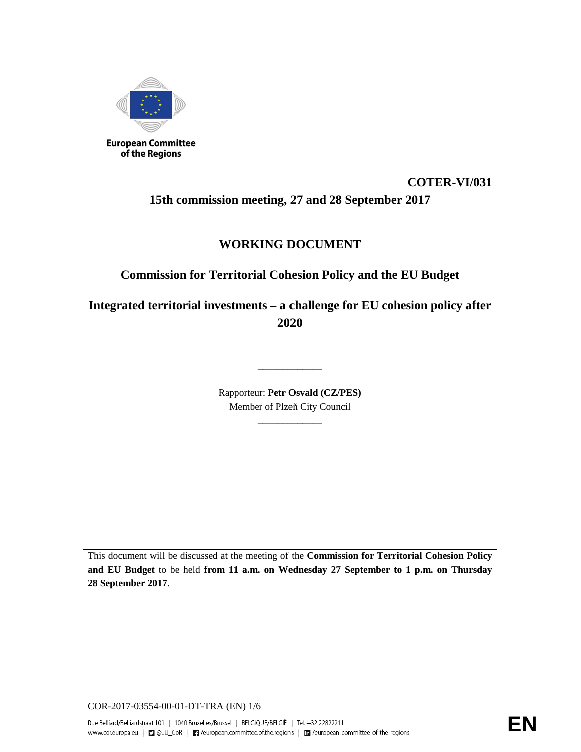European Committee of the Regions

**COTER-VI/031**

**15th commission meeting, 27 and 28 September 2017**

# WORKING DOCUMENT

## Commission for Territorial Cohesion Policy and the EU Budget

## Integrated territorial investments – a challenge for EU cohesion policy after 2020

---

Rapporteur: **Petr Osvald (CZ/PES)**
Member of Plzeň City Council

---

This document will be discussed at the meeting of the **Commission for Territorial Cohesion Policy and EU Budget** to be held **from 11 a.m. on Wednesday 27 September to 1 p.m. on Thursday 28 September 2017**.

COR-2017-03554-00-01-DT-TRA (EN)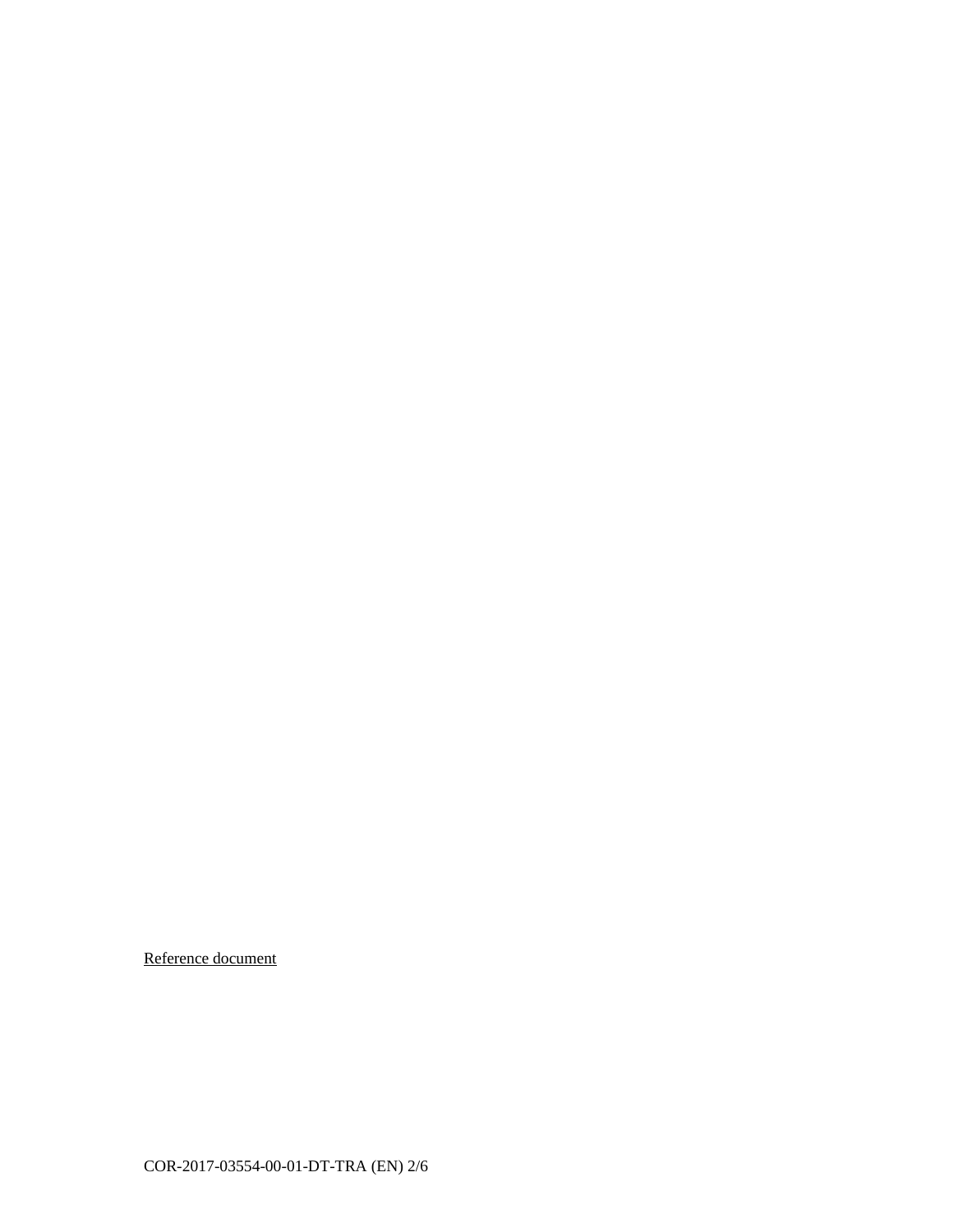Reference document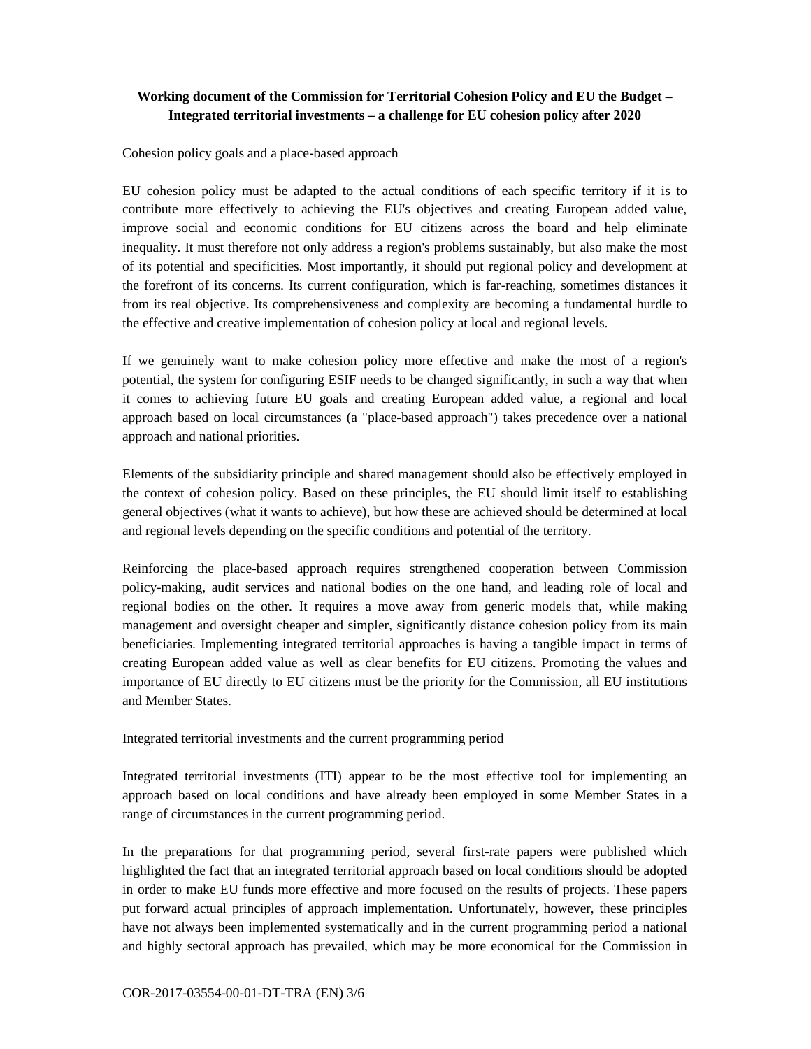**Working document of the Commission for Territorial Cohesion Policy and EU the Budget – Integrated territorial investments – a challenge for EU cohesion policy after 2020**

Cohesion policy goals and a place-based approach

EU cohesion policy must be adapted to the actual conditions of each specific territory if it is to contribute more effectively to achieving the EU's objectives and creating European added value, improve social and economic conditions for EU citizens across the board and help eliminate inequality. It must therefore not only address a region's problems sustainably, but also make the most of its potential and specificities. Most importantly, it should put regional policy and development at the forefront of its concerns. Its current configuration, which is far-reaching, sometimes distances it from its real objective. Its comprehensiveness and complexity are becoming a fundamental hurdle to the effective and creative implementation of cohesion policy at local and regional levels.

If we genuinely want to make cohesion policy more effective and make the most of a region's potential, the system for configuring ESIF needs to be changed significantly, in such a way that when it comes to achieving future EU goals and creating European added value, a regional and local approach based on local circumstances (a "place-based approach") takes precedence over a national approach and national priorities.

Elements of the subsidiarity principle and shared management should also be effectively employed in the context of cohesion policy. Based on these principles, the EU should limit itself to establishing general objectives (what it wants to achieve), but how these are achieved should be determined at local and regional levels depending on the specific conditions and potential of the territory.

Reinforcing the place-based approach requires strengthened cooperation between Commission policy-making, audit services and national bodies on the one hand, and leading role of local and regional bodies on the other. It requires a move away from generic models that, while making management and oversight cheaper and simpler, significantly distance cohesion policy from its main beneficiaries. Implementing integrated territorial approaches is having a tangible impact in terms of creating European added value as well as clear benefits for EU citizens. Promoting the values and importance of EU directly to EU citizens must be the priority for the Commission, all EU institutions and Member States.

Integrated territorial investments and the current programming period

Integrated territorial investments (ITI) appear to be the most effective tool for implementing an approach based on local conditions and have already been employed in some Member States in a range of circumstances in the current programming period.

In the preparations for that programming period, several first-rate papers were published which highlighted the fact that an integrated territorial approach based on local conditions should be adopted in order to make EU funds more effective and more focused on the results of projects. These papers put forward actual principles of approach implementation. Unfortunately, however, these principles have not always been implemented systematically and in the current programming period a national and highly sectoral approach has prevailed, which may be more economical for the Commission in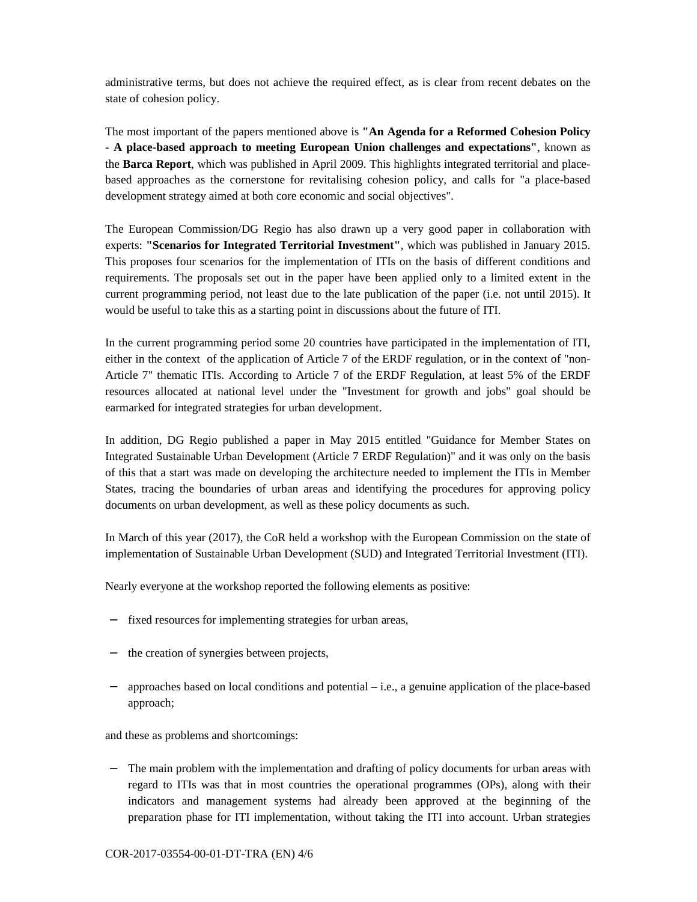administrative terms, but does not achieve the required effect, as is clear from recent debates on the state of cohesion policy.

The most important of the papers mentioned above is **"An Agenda for a Reformed Cohesion Policy - A place-based approach to meeting European Union challenges and expectations"**, known as the **Barca Report**, which was published in April 2009. This highlights integrated territorial and place-based approaches as the cornerstone for revitalising cohesion policy, and calls for "a place-based development strategy aimed at both core economic and social objectives".

The European Commission/DG Regio has also drawn up a very good paper in collaboration with experts: **"Scenarios for Integrated Territorial Investment"**, which was published in January 2015. This proposes four scenarios for the implementation of ITIs on the basis of different conditions and requirements. The proposals set out in the paper have been applied only to a limited extent in the current programming period, not least due to the late publication of the paper (i.e. not until 2015). It would be useful to take this as a starting point in discussions about the future of ITI.

In the current programming period some 20 countries have participated in the implementation of ITI, either in the context of the application of Article 7 of the ERDF regulation, or in the context of "non-Article 7" thematic ITIs. According to Article 7 of the ERDF Regulation, at least 5% of the ERDF resources allocated at national level under the "Investment for growth and jobs" goal should be earmarked for integrated strategies for urban development.

In addition, DG Regio published a paper in May 2015 entitled "Guidance for Member States on Integrated Sustainable Urban Development (Article 7 ERDF Regulation)" and it was only on the basis of this that a start was made on developing the architecture needed to implement the ITIs in Member States, tracing the boundaries of urban areas and identifying the procedures for approving policy documents on urban development, as well as these policy documents as such.

In March of this year (2017), the CoR held a workshop with the European Commission on the state of implementation of Sustainable Urban Development (SUD) and Integrated Territorial Investment (ITI).

Nearly everyone at the workshop reported the following elements as positive:

- fixed resources for implementing strategies for urban areas,
- the creation of synergies between projects,
- approaches based on local conditions and potential – i.e., a genuine application of the place-based approach;

and these as problems and shortcomings:

- The main problem with the implementation and drafting of policy documents for urban areas with regard to ITIs was that in most countries the operational programmes (OPs), along with their indicators and management systems had already been approved at the beginning of the preparation phase for ITI implementation, without taking the ITI into account. Urban strategies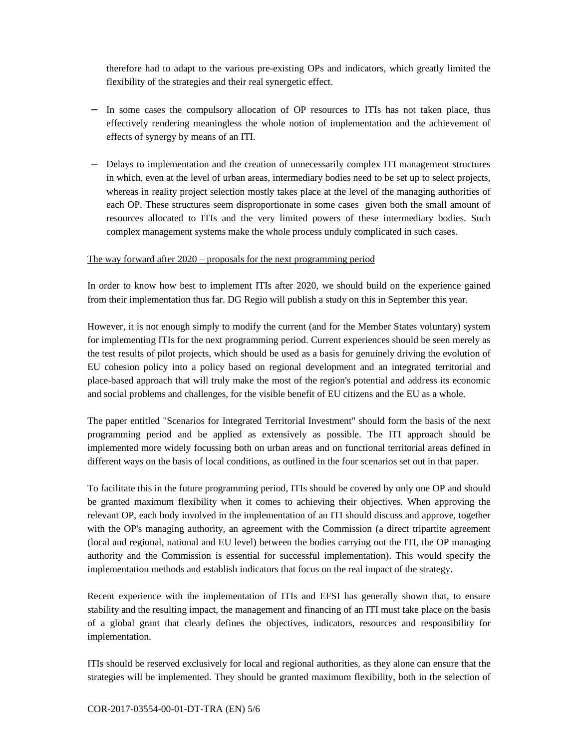therefore had to adapt to the various pre-existing OPs and indicators, which greatly limited the flexibility of the strategies and their real synergetic effect.

- In some cases the compulsory allocation of OP resources to ITIs has not taken place, thus effectively rendering meaningless the whole notion of implementation and the achievement of effects of synergy by means of an ITI.

- Delays to implementation and the creation of unnecessarily complex ITI management structures in which, even at the level of urban areas, intermediary bodies need to be set up to select projects, whereas in reality project selection mostly takes place at the level of the managing authorities of each OP. These structures seem disproportionate in some cases given both the small amount of resources allocated to ITIs and the very limited powers of these intermediary bodies. Such complex management systems make the whole process unduly complicated in such cases.

The way forward after 2020 – proposals for the next programming period

In order to know how best to implement ITIs after 2020, we should build on the experience gained from their implementation thus far. DG Regio will publish a study on this in September this year.

However, it is not enough simply to modify the current (and for the Member States voluntary) system for implementing ITIs for the next programming period. Current experiences should be seen merely as the test results of pilot projects, which should be used as a basis for genuinely driving the evolution of EU cohesion policy into a policy based on regional development and an integrated territorial and place-based approach that will truly make the most of the region's potential and address its economic and social problems and challenges, for the visible benefit of EU citizens and the EU as a whole.

The paper entitled "Scenarios for Integrated Territorial Investment" should form the basis of the next programming period and be applied as extensively as possible. The ITI approach should be implemented more widely focussing both on urban areas and on functional territorial areas defined in different ways on the basis of local conditions, as outlined in the four scenarios set out in that paper.

To facilitate this in the future programming period, ITIs should be covered by only one OP and should be granted maximum flexibility when it comes to achieving their objectives. When approving the relevant OP, each body involved in the implementation of an ITI should discuss and approve, together with the OP's managing authority, an agreement with the Commission (a direct tripartite agreement (local and regional, national and EU level) between the bodies carrying out the ITI, the OP managing authority and the Commission is essential for successful implementation). This would specify the implementation methods and establish indicators that focus on the real impact of the strategy.

Recent experience with the implementation of ITIs and EFSI has generally shown that, to ensure stability and the resulting impact, the management and financing of an ITI must take place on the basis of a global grant that clearly defines the objectives, indicators, resources and responsibility for implementation.

ITIs should be reserved exclusively for local and regional authorities, as they alone can ensure that the strategies will be implemented. They should be granted maximum flexibility, both in the selection of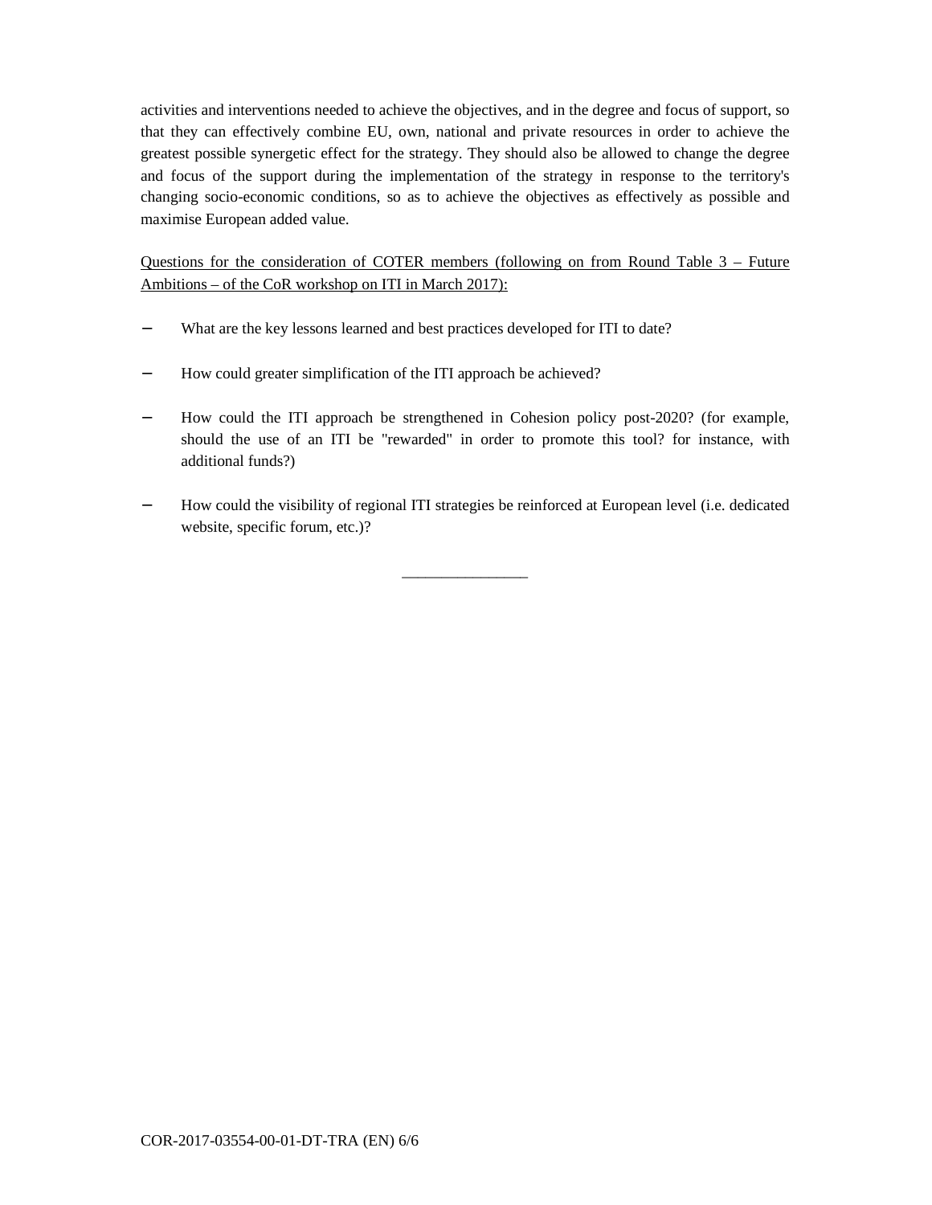activities and interventions needed to achieve the objectives, and in the degree and focus of support, so that they can effectively combine EU, own, national and private resources in order to achieve the greatest possible synergetic effect for the strategy. They should also be allowed to change the degree and focus of the support during the implementation of the strategy in response to the territory's changing socio-economic conditions, so as to achieve the objectives as effectively as possible and maximise European added value.

<u>Questions for the consideration of COTER members (following on from Round Table 3 – Future Ambitions – of the CoR workshop on ITI in March 2017):</u>

- What are the key lessons learned and best practices developed for ITI to date?
- How could greater simplification of the ITI approach be achieved?
- How could the ITI approach be strengthened in Cohesion policy post-2020? (for example, should the use of an ITI be "rewarded" in order to promote this tool? for instance, with additional funds?)
- How could the visibility of regional ITI strategies be reinforced at European level (i.e. dedicated website, specific forum, etc.)?

_______________